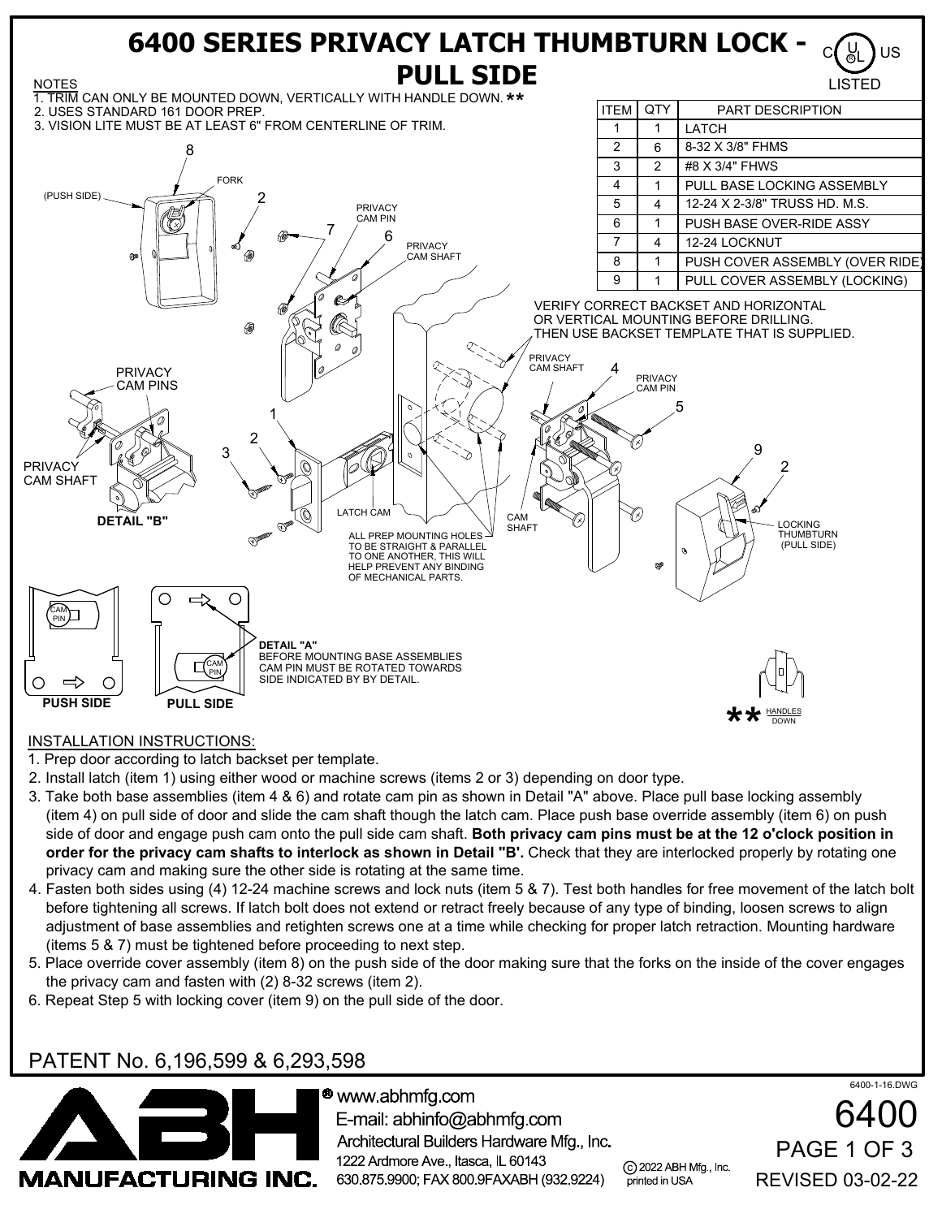# 6400 SERIES PRIVACY LATCH THUMBTURN LOCK - PULL SIDE

C UL US LISTED

NOTES

1. TRIM CAN ONLY BE MOUNTED DOWN, VERTICALLY WITH HANDLE DOWN. **
2. USES STANDARD 161 DOOR PREP.
3. VISION LITE MUST BE AT LEAST 6" FROM CENTERLINE OF TRIM.

| ITEM | QTY | PART DESCRIPTION |
|---|---|---|
| 1 | 1 | LATCH |
| 2 | 6 | 8-32 X 3/8" FHMS |
| 3 | 2 | #8 X 3/4" FHWS |
| 4 | 1 | PULL BASE LOCKING ASSEMBLY |
| 5 | 4 | 12-24 X 2-3/8" TRUSS HD. M.S. |
| 6 | 1 | PUSH BASE OVER-RIDE ASSY |
| 7 | 4 | 12-24 LOCKNUT |
| 8 | 1 | PUSH COVER ASSEMBLY (OVER RIDE) |
| 9 | 1 | PULL COVER ASSEMBLY (LOCKING) |

VERIFY CORRECT BACKSET AND HORIZONTAL OR VERTICAL MOUNTING BEFORE DRILLING. THEN USE BACKSET TEMPLATE THAT IS SUPPLIED.

(PUSH SIDE) FORK PRIVACY CAM PIN PRIVACY CAM SHAFT PRIVACY CAM PINS PRIVACY CAM SHAFT LATCH CAM CAM SHAFT LOCKING THUMBTURN (PULL SIDE)

DETAIL "B"

ALL PREP MOUNTING HOLES TO BE STRAIGHT & PARALLEL TO ONE ANOTHER, THIS WILL HELP PREVENT ANY BINDING OF MECHANICAL PARTS.

**DETAIL "A"**
BEFORE MOUNTING BASE ASSEMBLIES CAM PIN MUST BE ROTATED TOWARDS SIDE INDICATED BY BY DETAIL.

PUSH SIDE PULL SIDE

** HANDLES DOWN

INSTALLATION INSTRUCTIONS:

1. Prep door according to latch backset per template.
2. Install latch (item 1) using either wood or machine screws (items 2 or 3) depending on door type.
3. Take both base assemblies (item 4 & 6) and rotate cam pin as shown in Detail "A" above. Place pull base locking assembly (item 4) on pull side of door and slide the cam shaft though the latch cam. Place push base override assembly (item 6) on push side of door and engage push cam onto the pull side cam shaft. **Both privacy cam pins must be at the 12 o'clock position in order for the privacy cam shafts to interlock as shown in Detail "B'.** Check that they are interlocked properly by rotating one privacy cam and making sure the other side is rotating at the same time.
4. Fasten both sides using (4) 12-24 machine screws and lock nuts (item 5 & 7). Test both handles for free movement of the latch bolt before tightening all screws. If latch bolt does not extend or retract freely because of any type of binding, loosen screws to align adjustment of base assemblies and retighten screws one at a time while checking for proper latch retraction. Mounting hardware (items 5 & 7) must be tightened before proceeding to next step.
5. Place override cover assembly (item 8) on the push side of the door making sure that the forks on the inside of the cover engages the privacy cam and fasten with (2) 8-32 screws (item 2).
6. Repeat Step 5 with locking cover (item 9) on the pull side of the door.

PATENT No. 6,196,599 & 6,293,598

ABH MANUFACTURING INC.
www.abhmfg.com
E-mail: abhinfo@abhmfg.com
Architectural Builders Hardware Mfg., Inc.
1222 Ardmore Ave., Itasca, IL 60143
630.875.9900; FAX 800.9FAXABH (932.9224)
© 2022 ABH Mfg., Inc. printed in USA

6400-1-16.DWG
6400
REVISED 03-02-22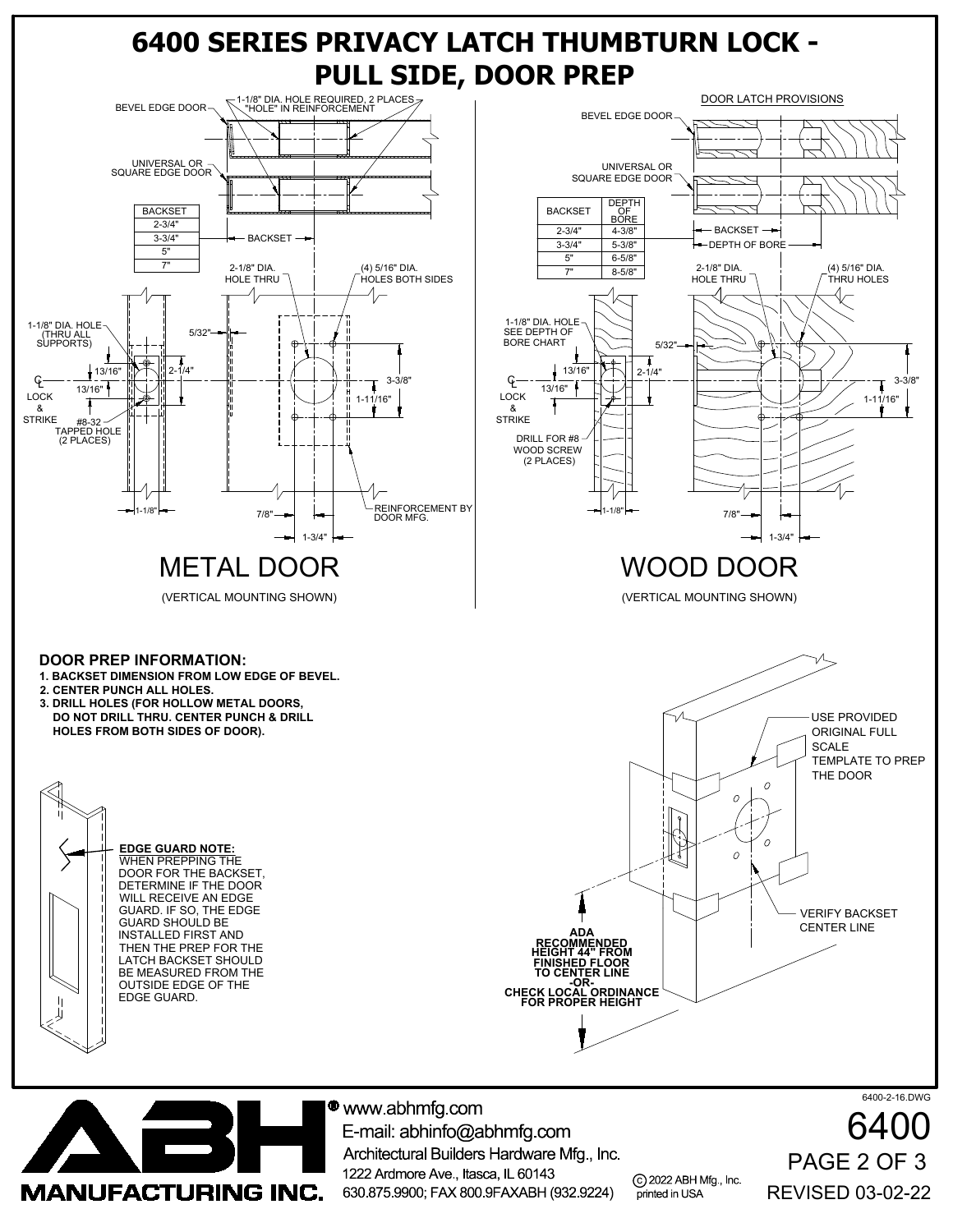# 6400 SERIES PRIVACY LATCH THUMBTURN LOCK - PULL SIDE, DOOR PREP

## METAL DOOR

(VERTICAL MOUNTING SHOWN)

BEVEL EDGE DOOR

UNIVERSAL OR SQUARE EDGE DOOR

1-1/8" DIA. HOLE REQUIRED, 2 PLACES "HOLE" IN REINFORCEMENT

| BACKSET |
|---|
| 2-3/4" |
| 3-3/4" |
| 5" |
| 7" |

BACKSET

2-1/8" DIA. HOLE THRU

(4) 5/16" DIA. HOLES BOTH SIDES

1-1/8" DIA. HOLE (THRU ALL SUPPORTS)

5/32"

13/16"

13/16"

2-1/4"

3-3/8"

1-11/16"

℄ LOCK & STRIKE

#8-32 TAPPED HOLE (2 PLACES)

REINFORCEMENT BY DOOR MFG.

1-1/8"

7/8"

1-3/4"

## WOOD DOOR

(VERTICAL MOUNTING SHOWN)

DOOR LATCH PROVISIONS

BEVEL EDGE DOOR

UNIVERSAL OR SQUARE EDGE DOOR

| BACKSET | DEPTH OF BORE |
|---|---|
| 2-3/4" | 4-3/8" |
| 3-3/4" | 5-3/8" |
| 5" | 6-5/8" |
| 7" | 8-5/8" |

BACKSET

DEPTH OF BORE

2-1/8" DIA. HOLE THRU

(4) 5/16" DIA. THRU HOLES

1-1/8" DIA. HOLE SEE DEPTH OF BORE CHART

5/32"

13/16"

13/16"

2-1/4"

3-3/8"

1-11/16"

℄ LOCK & STRIKE

DRILL FOR #8 WOOD SCREW (2 PLACES)

1-1/8"

7/8"

1-3/4"

### DOOR PREP INFORMATION:

1. BACKSET DIMENSION FROM LOW EDGE OF BEVEL.
2. CENTER PUNCH ALL HOLES.
3. DRILL HOLES (FOR HOLLOW METAL DOORS, DO NOT DRILL THRU. CENTER PUNCH & DRILL HOLES FROM BOTH SIDES OF DOOR).

**EDGE GUARD NOTE:**
WHEN PREPPING THE DOOR FOR THE BACKSET, DETERMINE IF THE DOOR WILL RECEIVE AN EDGE GUARD. IF SO, THE EDGE GUARD SHOULD BE INSTALLED FIRST AND THEN THE PREP FOR THE LATCH BACKSET SHOULD BE MEASURED FROM THE OUTSIDE EDGE OF THE EDGE GUARD.

USE PROVIDED ORIGINAL FULL SCALE TEMPLATE TO PREP THE DOOR

VERIFY BACKSET CENTER LINE

**ADA RECOMMENDED HEIGHT 44" FROM FINISHED FLOOR TO CENTER LINE -OR- CHECK LOCAL ORDINANCE FOR PROPER HEIGHT**

6400-2-16.DWG

ABH MANUFACTURING INC.

www.abhmfg.com
E-mail: abhinfo@abhmfg.com
Architectural Builders Hardware Mfg., Inc.
1222 Ardmore Ave., Itasca, IL 60143
630.875.9900; FAX 800.9FAXABH (932.9224)

© 2022 ABH Mfg., Inc. printed in USA

6400
REVISED 03-02-22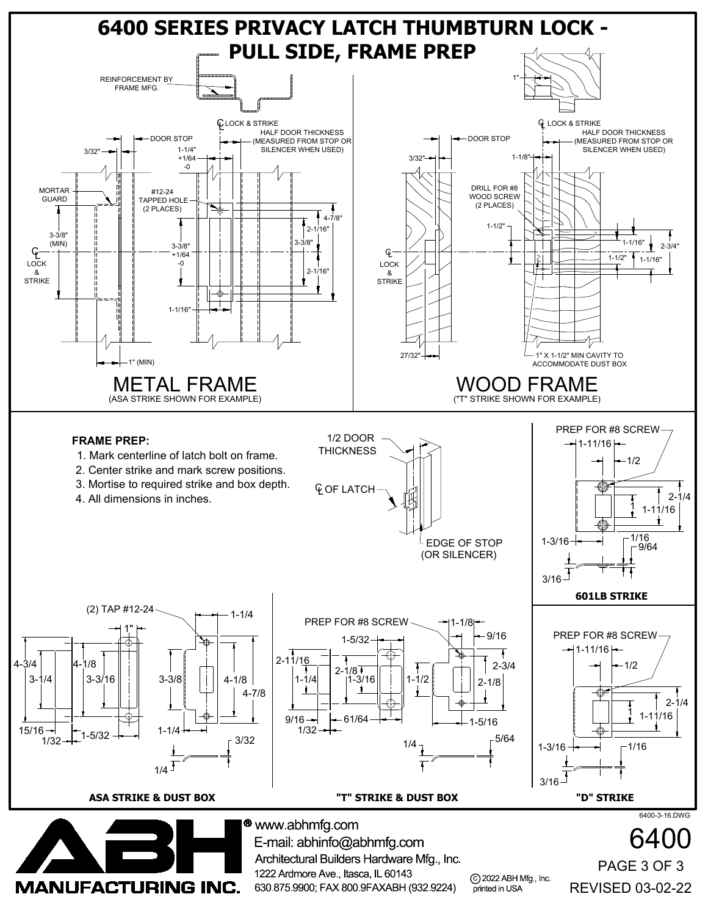# 6400 SERIES PRIVACY LATCH THUMBTURN LOCK - PULL SIDE, FRAME PREP

REINFORCEMENT BY FRAME MFG.

CL LOCK & STRIKE
DOOR STOP
HALF DOOR THICKNESS (MEASURED FROM STOP OR SILENCER WHEN USED)
3/32"
1-1/4" +1/64 -0
MORTAR GUARD
#12-24 TAPPED HOLE (2 PLACES)
3-3/8" (MIN)
CL LOCK & STRIKE
3-3/8" +1/64 -0
4-7/8"
2-1/16"
3-3/8"
2-1/16"
1-1/16"
1" (MIN)

## METAL FRAME

(ASA STRIKE SHOWN FOR EXAMPLE)

1"
CL LOCK & STRIKE
DOOR STOP
HALF DOOR THICKNESS (MEASURED FROM STOP OR SILENCER WHEN USED)
3/32"
1-1/8"
DRILL FOR #8 WOOD SCREW (2 PLACES)
1-1/2"
1-1/16"
2-3/4"
1-1/2"
1-1/16"
CL LOCK & STRIKE
27/32"
1" X 1-1/2" MIN CAVITY TO ACCOMMODATE DUST BOX

## WOOD FRAME

("T" STRIKE SHOWN FOR EXAMPLE)

**FRAME PREP:**

1. Mark centerline of latch bolt on frame.
2. Center strike and mark screw positions.
3. Mortise to required strike and box depth.
4. All dimensions in inches.

1/2 DOOR THICKNESS
CL OF LATCH
EDGE OF STOP (OR SILENCER)

PREP FOR #8 SCREW
1-11/16
1/2
2-1/4
1
1-11/16
1-3/16
1/16
9/64
3/16

**601LB STRIKE**

(2) TAP #12-24
1-1/4
1"
4-3/4
3-1/4
4-1/8
3-3/16
3-3/8
4-1/8
4-7/8
15/16
1/32
1-5/32
1-1/4
3/32
1/4

**ASA STRIKE & DUST BOX**

PREP FOR #8 SCREW
1-1/8
9/16
1-5/32
2-11/16
1-1/4
2-1/8
1-3/16
1-1/2
2-3/4
2-1/8
9/16
1/32
61/64
1-5/16
1/4
5/64

**"T" STRIKE & DUST BOX**

PREP FOR #8 SCREW
1-11/16
1/2
2-1/4
1
1-11/16
1-3/16
1/16
3/16

**"D" STRIKE**

6400-3-16.DWG

ABH MANUFACTURING INC.
www.abhmfg.com
E-mail: abhinfo@abhmfg.com
Architectural Builders Hardware Mfg., Inc.
1222 Ardmore Ave., Itasca, IL 60143
630.875.9900; FAX 800.9FAXABH (932.9224)

© 2022 ABH Mfg., Inc. printed in USA

6400
REVISED 03-02-22